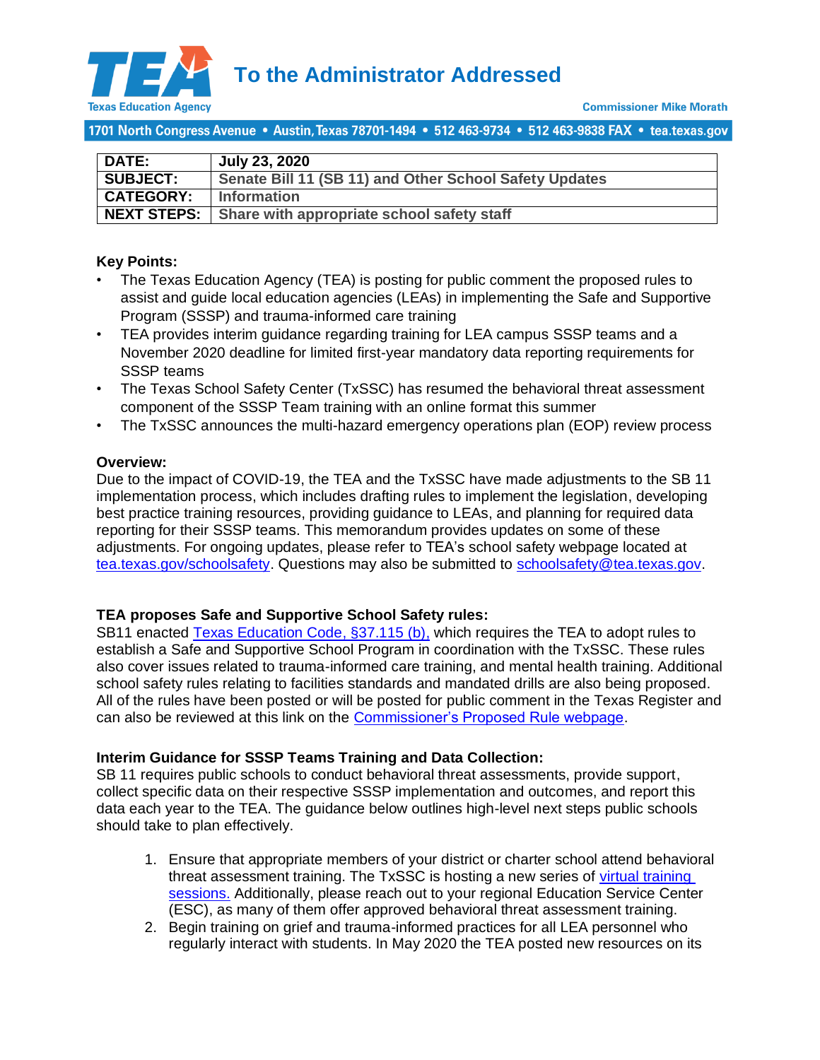# To the Administrator Addressed

Texas Education Agency

Commissioner Mike Morath

1701 North Congress Avenue • Austin, Texas 78701-1494 • 512 463-9734 • 512 463-9838 FAX • tea.texas.gov

| DATE: | July 23, 2020 |
|---|---|
| SUBJECT: | Senate Bill 11 (SB 11) and Other School Safety Updates |
| CATEGORY: | Information |
| NEXT STEPS: | Share with appropriate school safety staff |

**Key Points:**

- The Texas Education Agency (TEA) is posting for public comment the proposed rules to assist and guide local education agencies (LEAs) in implementing the Safe and Supportive Program (SSSP) and trauma-informed care training
- TEA provides interim guidance regarding training for LEA campus SSSP teams and a November 2020 deadline for limited first-year mandatory data reporting requirements for SSSP teams
- The Texas School Safety Center (TxSSC) has resumed the behavioral threat assessment component of the SSSP Team training with an online format this summer
- The TxSSC announces the multi-hazard emergency operations plan (EOP) review process

**Overview:**

Due to the impact of COVID-19, the TEA and the TxSSC have made adjustments to the SB 11 implementation process, which includes drafting rules to implement the legislation, developing best practice training resources, providing guidance to LEAs, and planning for required data reporting for their SSSP teams. This memorandum provides updates on some of these adjustments. For ongoing updates, please refer to TEA's school safety webpage located at tea.texas.gov/schoolsafety. Questions may also be submitted to schoolsafety@tea.texas.gov.

**TEA proposes Safe and Supportive School Safety rules:**

SB11 enacted Texas Education Code, §37.115 (b), which requires the TEA to adopt rules to establish a Safe and Supportive School Program in coordination with the TxSSC. These rules also cover issues related to trauma-informed care training, and mental health training. Additional school safety rules relating to facilities standards and mandated drills are also being proposed. All of the rules have been posted or will be posted for public comment in the Texas Register and can also be reviewed at this link on the Commissioner's Proposed Rule webpage.

**Interim Guidance for SSSP Teams Training and Data Collection:**

SB 11 requires public schools to conduct behavioral threat assessments, provide support, collect specific data on their respective SSSP implementation and outcomes, and report this data each year to the TEA. The guidance below outlines high-level next steps public schools should take to plan effectively.

1. Ensure that appropriate members of your district or charter school attend behavioral threat assessment training. The TxSSC is hosting a new series of virtual training sessions. Additionally, please reach out to your regional Education Service Center (ESC), as many of them offer approved behavioral threat assessment training.
2. Begin training on grief and trauma-informed practices for all LEA personnel who regularly interact with students. In May 2020 the TEA posted new resources on its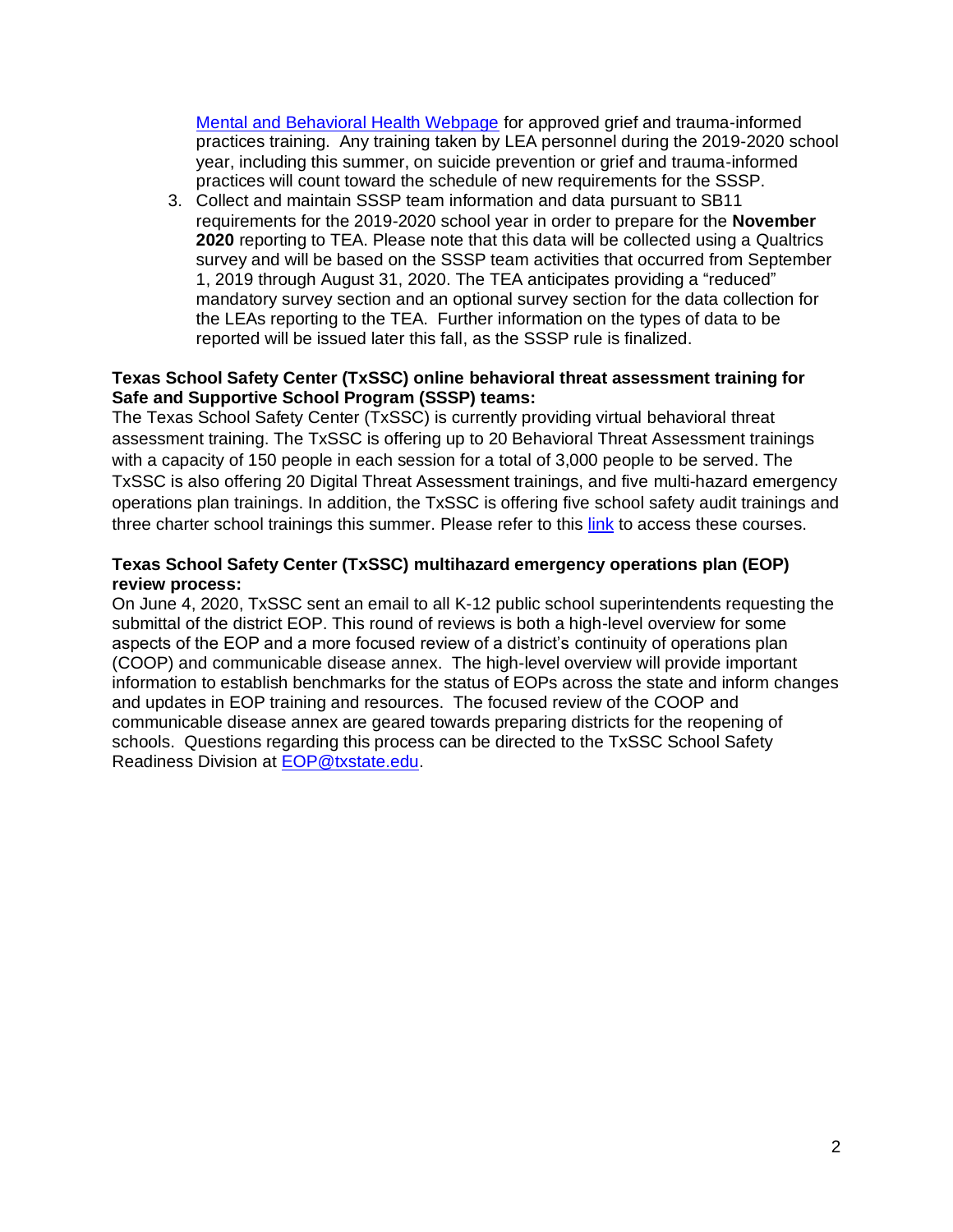Mental and Behavioral Health Webpage for approved grief and trauma-informed practices training. Any training taken by LEA personnel during the 2019-2020 school year, including this summer, on suicide prevention or grief and trauma-informed practices will count toward the schedule of new requirements for the SSSP.

3. Collect and maintain SSSP team information and data pursuant to SB11 requirements for the 2019-2020 school year in order to prepare for the **November 2020** reporting to TEA. Please note that this data will be collected using a Qualtrics survey and will be based on the SSSP team activities that occurred from September 1, 2019 through August 31, 2020. The TEA anticipates providing a "reduced" mandatory survey section and an optional survey section for the data collection for the LEAs reporting to the TEA. Further information on the types of data to be reported will be issued later this fall, as the SSSP rule is finalized.

**Texas School Safety Center (TxSSC) online behavioral threat assessment training for Safe and Supportive School Program (SSSP) teams:**
The Texas School Safety Center (TxSSC) is currently providing virtual behavioral threat assessment training. The TxSSC is offering up to 20 Behavioral Threat Assessment trainings with a capacity of 150 people in each session for a total of 3,000 people to be served. The TxSSC is also offering 20 Digital Threat Assessment trainings, and five multi-hazard emergency operations plan trainings. In addition, the TxSSC is offering five school safety audit trainings and three charter school trainings this summer. Please refer to this link to access these courses.

**Texas School Safety Center (TxSSC) multihazard emergency operations plan (EOP) review process:**
On June 4, 2020, TxSSC sent an email to all K-12 public school superintendents requesting the submittal of the district EOP. This round of reviews is both a high-level overview for some aspects of the EOP and a more focused review of a district's continuity of operations plan (COOP) and communicable disease annex. The high-level overview will provide important information to establish benchmarks for the status of EOPs across the state and inform changes and updates in EOP training and resources. The focused review of the COOP and communicable disease annex are geared towards preparing districts for the reopening of schools. Questions regarding this process can be directed to the TxSSC School Safety Readiness Division at EOP@txstate.edu.